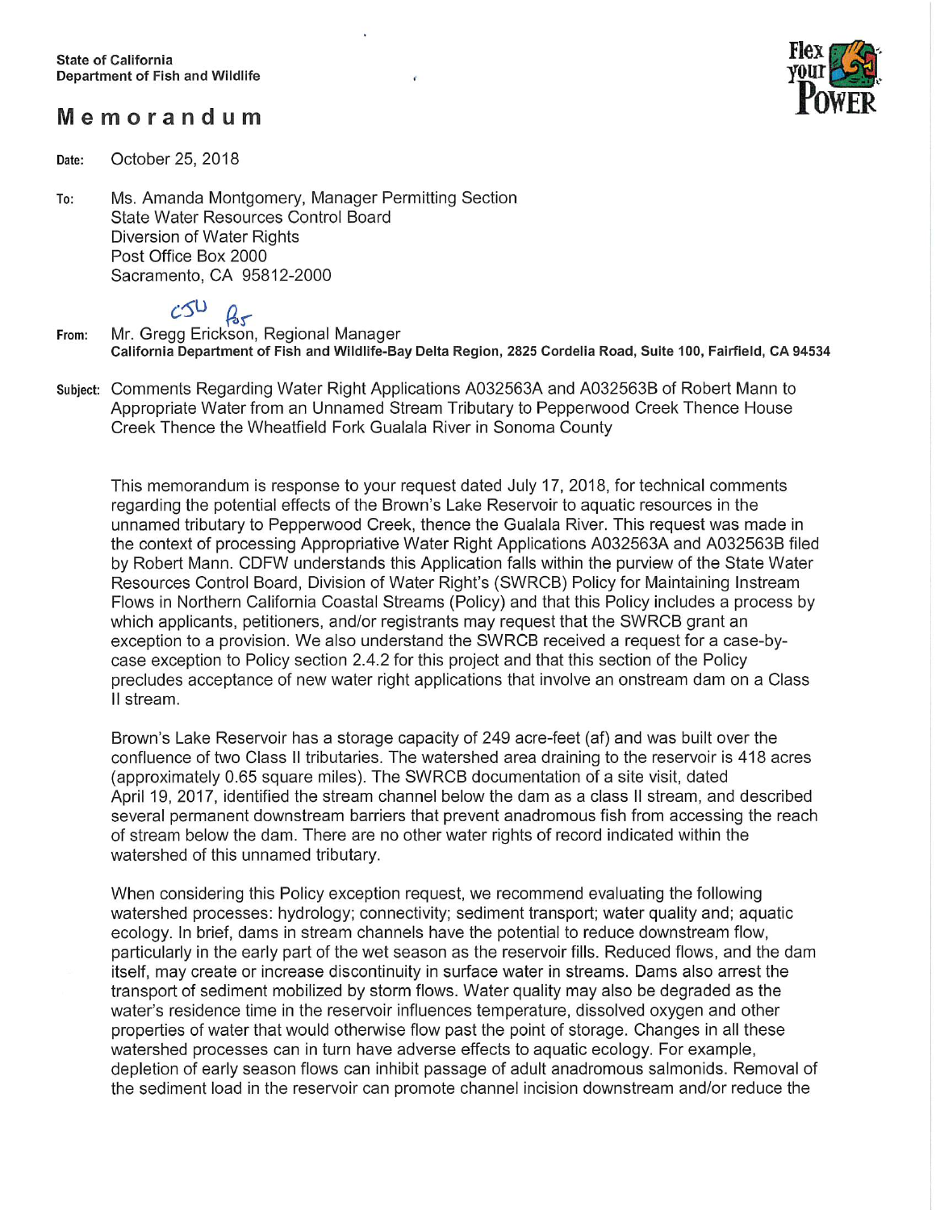State of California
Department of Fish and Wildlife

# Memorandum

**Date:** October 25, 2018

**To:** Ms. Amanda Montgomery, Manager Permitting Section
State Water Resources Control Board
Diversion of Water Rights
Post Office Box 2000
Sacramento, CA 95812-2000

**From:** Mr. Gregg Erickson, Regional Manager
**California Department of Fish and Wildlife-Bay Delta Region, 2825 Cordelia Road, Suite 100, Fairfield, CA 94534**

**Subject:** Comments Regarding Water Right Applications A032563A and A032563B of Robert Mann to Appropriate Water from an Unnamed Stream Tributary to Pepperwood Creek Thence House Creek Thence the Wheatfield Fork Gualala River in Sonoma County

This memorandum is response to your request dated July 17, 2018, for technical comments regarding the potential effects of the Brown's Lake Reservoir to aquatic resources in the unnamed tributary to Pepperwood Creek, thence the Gualala River. This request was made in the context of processing Appropriative Water Right Applications A032563A and A032563B filed by Robert Mann. CDFW understands this Application falls within the purview of the State Water Resources Control Board, Division of Water Right's (SWRCB) Policy for Maintaining Instream Flows in Northern California Coastal Streams (Policy) and that this Policy includes a process by which applicants, petitioners, and/or registrants may request that the SWRCB grant an exception to a provision. We also understand the SWRCB received a request for a case-by-case exception to Policy section 2.4.2 for this project and that this section of the Policy precludes acceptance of new water right applications that involve an onstream dam on a Class II stream.

Brown's Lake Reservoir has a storage capacity of 249 acre-feet (af) and was built over the confluence of two Class II tributaries. The watershed area draining to the reservoir is 418 acres (approximately 0.65 square miles). The SWRCB documentation of a site visit, dated April 19, 2017, identified the stream channel below the dam as a class II stream, and described several permanent downstream barriers that prevent anadromous fish from accessing the reach of stream below the dam. There are no other water rights of record indicated within the watershed of this unnamed tributary.

When considering this Policy exception request, we recommend evaluating the following watershed processes: hydrology; connectivity; sediment transport; water quality and; aquatic ecology. In brief, dams in stream channels have the potential to reduce downstream flow, particularly in the early part of the wet season as the reservoir fills. Reduced flows, and the dam itself, may create or increase discontinuity in surface water in streams. Dams also arrest the transport of sediment mobilized by storm flows. Water quality may also be degraded as the water's residence time in the reservoir influences temperature, dissolved oxygen and other properties of water that would otherwise flow past the point of storage. Changes in all these watershed processes can in turn have adverse effects to aquatic ecology. For example, depletion of early season flows can inhibit passage of adult anadromous salmonids. Removal of the sediment load in the reservoir can promote channel incision downstream and/or reduce the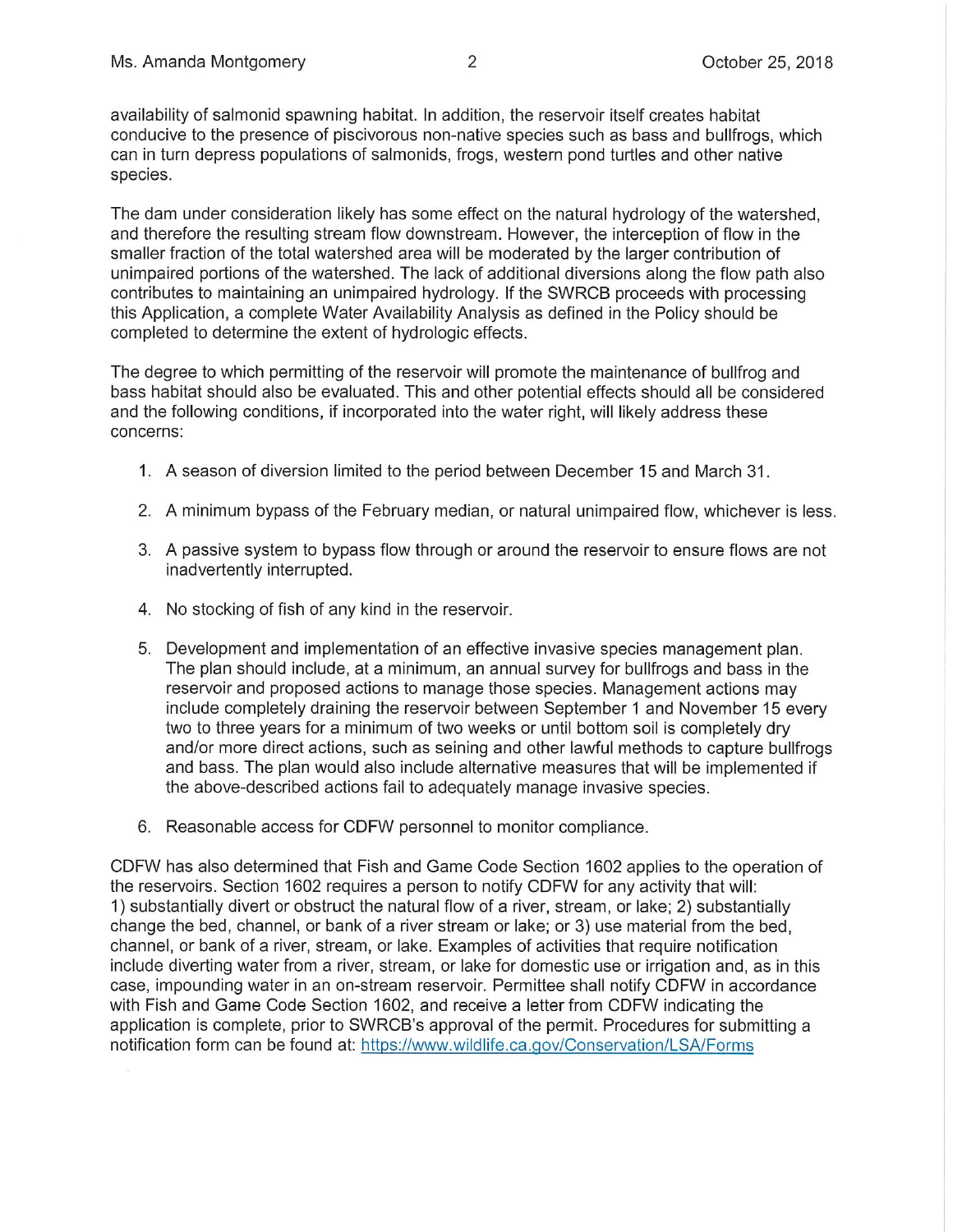availability of salmonid spawning habitat. In addition, the reservoir itself creates habitat conducive to the presence of piscivorous non-native species such as bass and bullfrogs, which can in turn depress populations of salmonids, frogs, western pond turtles and other native species.

The dam under consideration likely has some effect on the natural hydrology of the watershed, and therefore the resulting stream flow downstream. However, the interception of flow in the smaller fraction of the total watershed area will be moderated by the larger contribution of unimpaired portions of the watershed. The lack of additional diversions along the flow path also contributes to maintaining an unimpaired hydrology. If the SWRCB proceeds with processing this Application, a complete Water Availability Analysis as defined in the Policy should be completed to determine the extent of hydrologic effects.

The degree to which permitting of the reservoir will promote the maintenance of bullfrog and bass habitat should also be evaluated. This and other potential effects should all be considered and the following conditions, if incorporated into the water right, will likely address these concerns:

1. A season of diversion limited to the period between December 15 and March 31.
2. A minimum bypass of the February median, or natural unimpaired flow, whichever is less.
3. A passive system to bypass flow through or around the reservoir to ensure flows are not inadvertently interrupted.
4. No stocking of fish of any kind in the reservoir.
5. Development and implementation of an effective invasive species management plan. The plan should include, at a minimum, an annual survey for bullfrogs and bass in the reservoir and proposed actions to manage those species. Management actions may include completely draining the reservoir between September 1 and November 15 every two to three years for a minimum of two weeks or until bottom soil is completely dry and/or more direct actions, such as seining and other lawful methods to capture bullfrogs and bass. The plan would also include alternative measures that will be implemented if the above-described actions fail to adequately manage invasive species.
6. Reasonable access for CDFW personnel to monitor compliance.

CDFW has also determined that Fish and Game Code Section 1602 applies to the operation of the reservoirs. Section 1602 requires a person to notify CDFW for any activity that will: 1) substantially divert or obstruct the natural flow of a river, stream, or lake; 2) substantially change the bed, channel, or bank of a river stream or lake; or 3) use material from the bed, channel, or bank of a river, stream, or lake. Examples of activities that require notification include diverting water from a river, stream, or lake for domestic use or irrigation and, as in this case, impounding water in an on-stream reservoir. Permittee shall notify CDFW in accordance with Fish and Game Code Section 1602, and receive a letter from CDFW indicating the application is complete, prior to SWRCB's approval of the permit. Procedures for submitting a notification form can be found at: https://www.wildlife.ca.gov/Conservation/LSA/Forms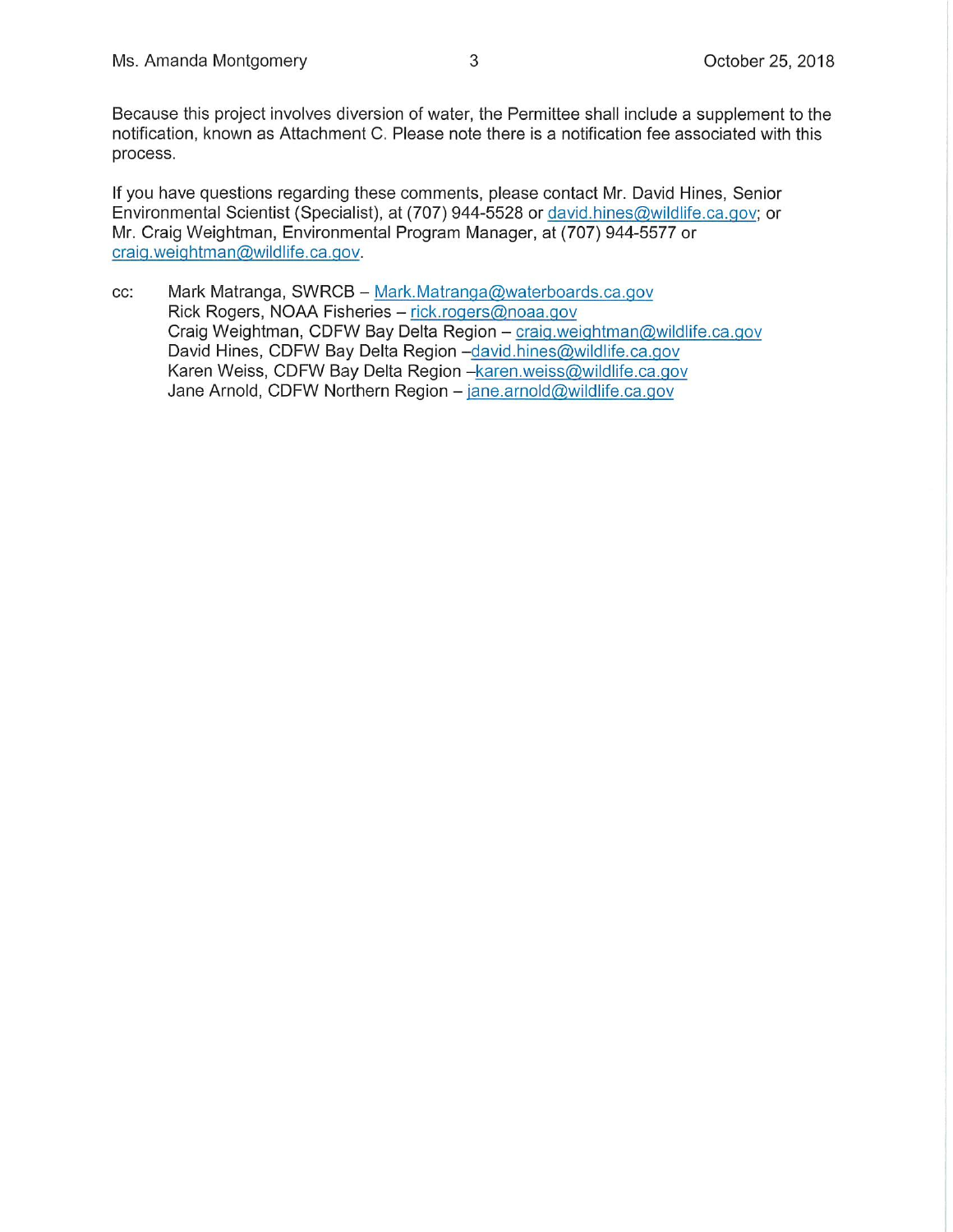Because this project involves diversion of water, the Permittee shall include a supplement to the notification, known as Attachment C. Please note there is a notification fee associated with this process.

If you have questions regarding these comments, please contact Mr. David Hines, Senior Environmental Scientist (Specialist), at (707) 944-5528 or david.hines@wildlife.ca.gov; or Mr. Craig Weightman, Environmental Program Manager, at (707) 944-5577 or craig.weightman@wildlife.ca.gov.

cc: Mark Matranga, SWRCB – Mark.Matranga@waterboards.ca.gov
Rick Rogers, NOAA Fisheries – rick.rogers@noaa.gov
Craig Weightman, CDFW Bay Delta Region – craig.weightman@wildlife.ca.gov
David Hines, CDFW Bay Delta Region –david.hines@wildlife.ca.gov
Karen Weiss, CDFW Bay Delta Region –karen.weiss@wildlife.ca.gov
Jane Arnold, CDFW Northern Region – jane.arnold@wildlife.ca.gov